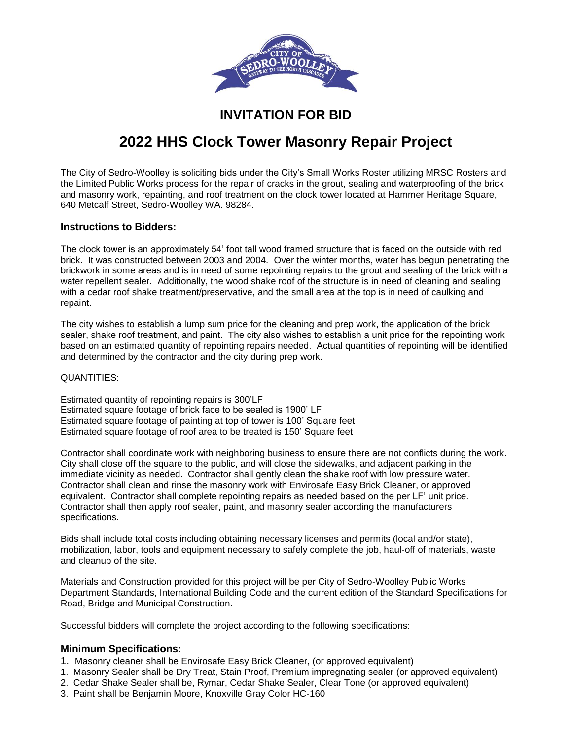# INVITATION FOR BID

# 2022 HHS Clock Tower Masonry Repair Project

The City of Sedro-Woolley is soliciting bids under the City's Small Works Roster utilizing MRSC Rosters and the Limited Public Works process for the repair of cracks in the grout, sealing and waterproofing of the brick and masonry work, repainting, and roof treatment on the clock tower located at Hammer Heritage Square, 640 Metcalf Street, Sedro-Woolley WA. 98284.

### Instructions to Bidders:

The clock tower is an approximately 54' foot tall wood framed structure that is faced on the outside with red brick. It was constructed between 2003 and 2004. Over the winter months, water has begun penetrating the brickwork in some areas and is in need of some repointing repairs to the grout and sealing of the brick with a water repellent sealer. Additionally, the wood shake roof of the structure is in need of cleaning and sealing with a cedar roof shake treatment/preservative, and the small area at the top is in need of caulking and repaint.

The city wishes to establish a lump sum price for the cleaning and prep work, the application of the brick sealer, shake roof treatment, and paint. The city also wishes to establish a unit price for the repointing work based on an estimated quantity of repointing repairs needed. Actual quantities of repointing will be identified and determined by the contractor and the city during prep work.

QUANTITIES:

Estimated quantity of repointing repairs is 300'LF
Estimated square footage of brick face to be sealed is 1900' LF
Estimated square footage of painting at top of tower is 100' Square feet
Estimated square footage of roof area to be treated is 150' Square feet

Contractor shall coordinate work with neighboring business to ensure there are not conflicts during the work. City shall close off the square to the public, and will close the sidewalks, and adjacent parking in the immediate vicinity as needed. Contractor shall gently clean the shake roof with low pressure water. Contractor shall clean and rinse the masonry work with Envirosafe Easy Brick Cleaner, or approved equivalent. Contractor shall complete repointing repairs as needed based on the per LF' unit price. Contractor shall then apply roof sealer, paint, and masonry sealer according the manufacturers specifications.

Bids shall include total costs including obtaining necessary licenses and permits (local and/or state), mobilization, labor, tools and equipment necessary to safely complete the job, haul-off of materials, waste and cleanup of the site.

Materials and Construction provided for this project will be per City of Sedro-Woolley Public Works Department Standards, International Building Code and the current edition of the Standard Specifications for Road, Bridge and Municipal Construction.

Successful bidders will complete the project according to the following specifications:

### Minimum Specifications:

1. Masonry cleaner shall be Envirosafe Easy Brick Cleaner, (or approved equivalent)
1. Masonry Sealer shall be Dry Treat, Stain Proof, Premium impregnating sealer (or approved equivalent)
2. Cedar Shake Sealer shall be, Rymar, Cedar Shake Sealer, Clear Tone (or approved equivalent)
3. Paint shall be Benjamin Moore, Knoxville Gray Color HC-160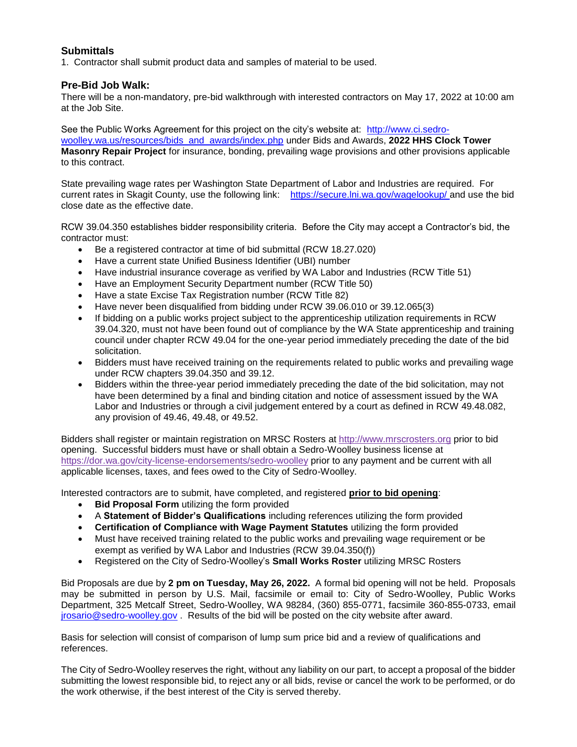## Submittals

1. Contractor shall submit product data and samples of material to be used.

## Pre-Bid Job Walk:

There will be a non-mandatory, pre-bid walkthrough with interested contractors on May 17, 2022 at 10:00 am at the Job Site.

See the Public Works Agreement for this project on the city's website at: http://www.ci.sedro-woolley.wa.us/resources/bids_and_awards/index.php under Bids and Awards, **2022 HHS Clock Tower Masonry Repair Project** for insurance, bonding, prevailing wage provisions and other provisions applicable to this contract.

State prevailing wage rates per Washington State Department of Labor and Industries are required. For current rates in Skagit County, use the following link: https://secure.lni.wa.gov/wagelookup/ and use the bid close date as the effective date.

RCW 39.04.350 establishes bidder responsibility criteria. Before the City may accept a Contractor's bid, the contractor must:

- Be a registered contractor at time of bid submittal (RCW 18.27.020)
- Have a current state Unified Business Identifier (UBI) number
- Have industrial insurance coverage as verified by WA Labor and Industries (RCW Title 51)
- Have an Employment Security Department number (RCW Title 50)
- Have a state Excise Tax Registration number (RCW Title 82)
- Have never been disqualified from bidding under RCW 39.06.010 or 39.12.065(3)
- If bidding on a public works project subject to the apprenticeship utilization requirements in RCW 39.04.320, must not have been found out of compliance by the WA State apprenticeship and training council under chapter RCW 49.04 for the one-year period immediately preceding the date of the bid solicitation.
- Bidders must have received training on the requirements related to public works and prevailing wage under RCW chapters 39.04.350 and 39.12.
- Bidders within the three-year period immediately preceding the date of the bid solicitation, may not have been determined by a final and binding citation and notice of assessment issued by the WA Labor and Industries or through a civil judgement entered by a court as defined in RCW 49.48.082, any provision of 49.46, 49.48, or 49.52.

Bidders shall register or maintain registration on MRSC Rosters at http://www.mrscrosters.org prior to bid opening. Successful bidders must have or shall obtain a Sedro-Woolley business license at https://dor.wa.gov/city-license-endorsements/sedro-woolley prior to any payment and be current with all applicable licenses, taxes, and fees owed to the City of Sedro-Woolley.

Interested contractors are to submit, have completed, and registered **prior to bid opening**:

- **Bid Proposal Form** utilizing the form provided
- A **Statement of Bidder's Qualifications** including references utilizing the form provided
- **Certification of Compliance with Wage Payment Statutes** utilizing the form provided
- Must have received training related to the public works and prevailing wage requirement or be exempt as verified by WA Labor and Industries (RCW 39.04.350(f))
- Registered on the City of Sedro-Woolley's **Small Works Roster** utilizing MRSC Rosters

Bid Proposals are due by **2 pm on Tuesday, May 26, 2022.** A formal bid opening will not be held. Proposals may be submitted in person by U.S. Mail, facsimile or email to: City of Sedro-Woolley, Public Works Department, 325 Metcalf Street, Sedro-Woolley, WA 98284, (360) 855-0771, facsimile 360-855-0733, email jrosario@sedro-woolley.gov . Results of the bid will be posted on the city website after award.

Basis for selection will consist of comparison of lump sum price bid and a review of qualifications and references.

The City of Sedro-Woolley reserves the right, without any liability on our part, to accept a proposal of the bidder submitting the lowest responsible bid, to reject any or all bids, revise or cancel the work to be performed, or do the work otherwise, if the best interest of the City is served thereby.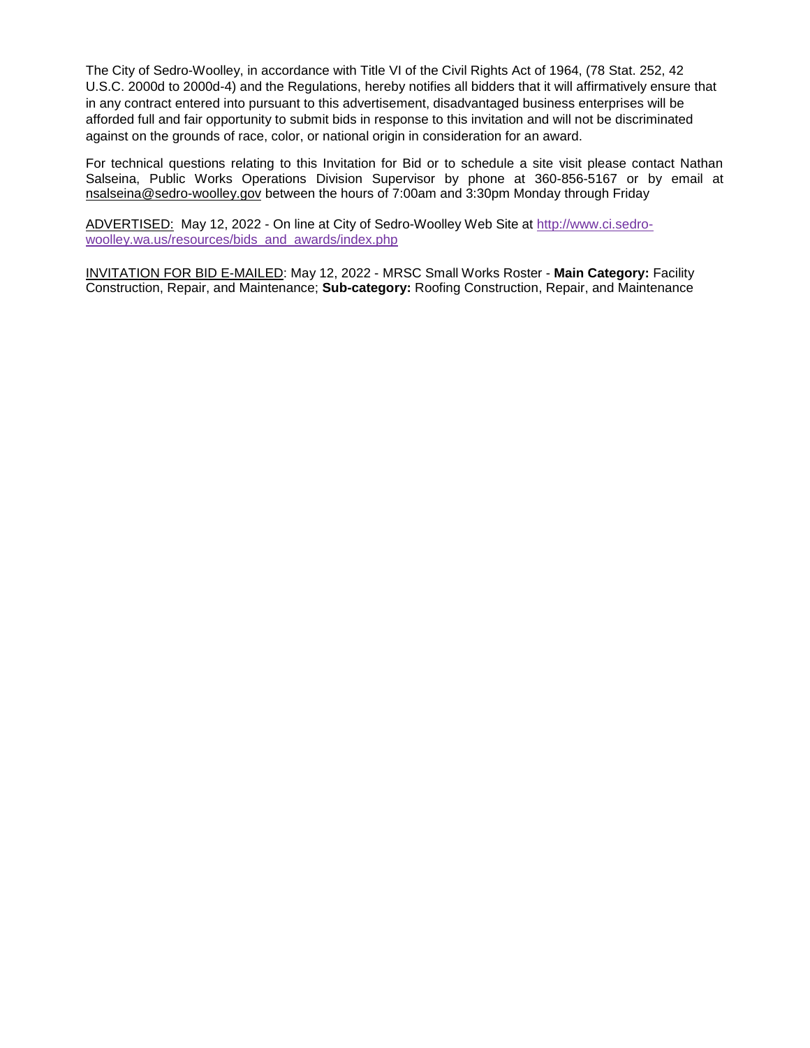The City of Sedro-Woolley, in accordance with Title VI of the Civil Rights Act of 1964, (78 Stat. 252, 42 U.S.C. 2000d to 2000d-4) and the Regulations, hereby notifies all bidders that it will affirmatively ensure that in any contract entered into pursuant to this advertisement, disadvantaged business enterprises will be afforded full and fair opportunity to submit bids in response to this invitation and will not be discriminated against on the grounds of race, color, or national origin in consideration for an award.

For technical questions relating to this Invitation for Bid or to schedule a site visit please contact Nathan Salseina, Public Works Operations Division Supervisor by phone at 360-856-5167 or by email at nsalseina@sedro-woolley.gov between the hours of 7:00am and 3:30pm Monday through Friday

ADVERTISED: May 12, 2022 - On line at City of Sedro-Woolley Web Site at http://www.ci.sedro-woolley.wa.us/resources/bids_and_awards/index.php

INVITATION FOR BID E-MAILED: May 12, 2022 - MRSC Small Works Roster - **Main Category:** Facility Construction, Repair, and Maintenance; **Sub-category:** Roofing Construction, Repair, and Maintenance